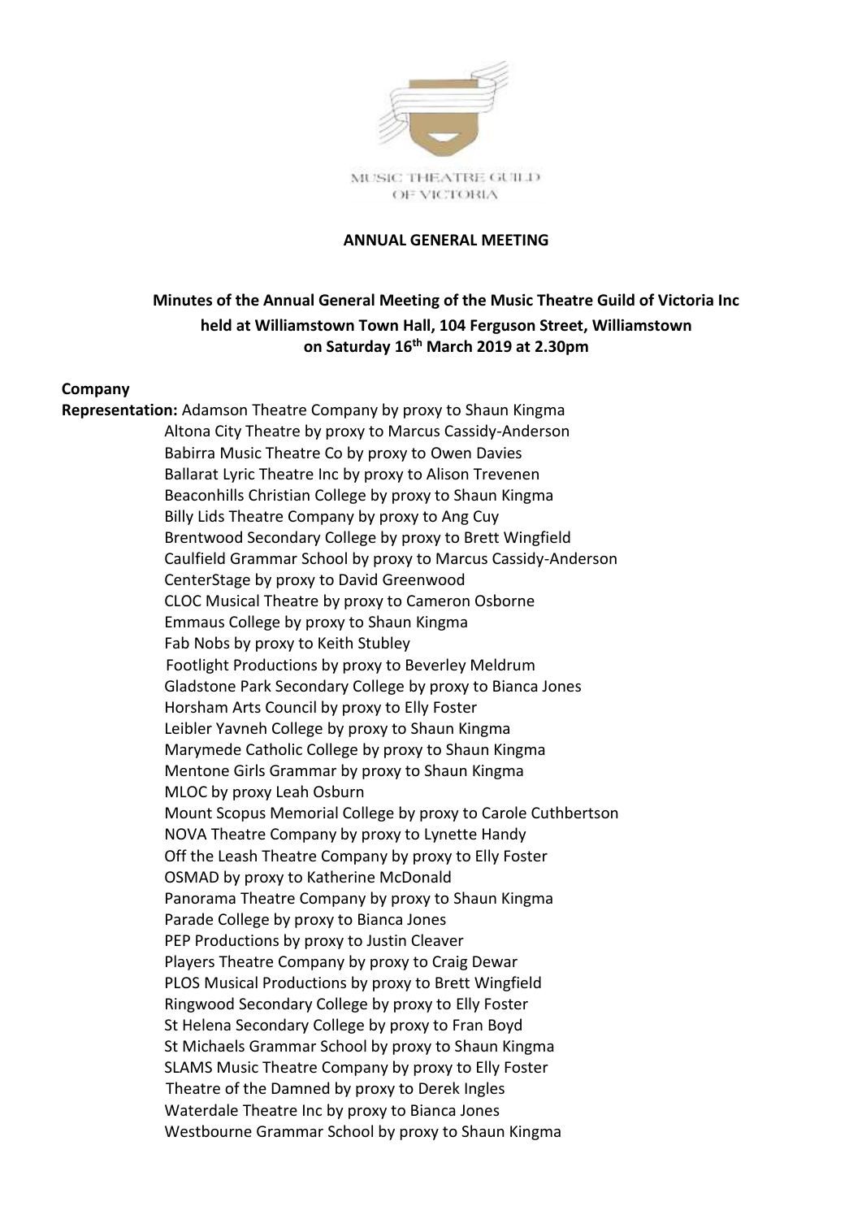MUSIC THEATRE GUILD OF VICTORIA

# ANNUAL GENERAL MEETING

## Minutes of the Annual General Meeting of the Music Theatre Guild of Victoria Inc held at Williamstown Town Hall, 104 Ferguson Street, Williamstown on Saturday 16th March 2019 at 2.30pm

**Company Representation:**

Adamson Theatre Company by proxy to Shaun Kingma
Altona City Theatre by proxy to Marcus Cassidy-Anderson
Babirra Music Theatre Co by proxy to Owen Davies
Ballarat Lyric Theatre Inc by proxy to Alison Trevenen
Beaconhills Christian College by proxy to Shaun Kingma
Billy Lids Theatre Company by proxy to Ang Cuy
Brentwood Secondary College by proxy to Brett Wingfield
Caulfield Grammar School by proxy to Marcus Cassidy-Anderson
CenterStage by proxy to David Greenwood
CLOC Musical Theatre by proxy to Cameron Osborne
Emmaus College by proxy to Shaun Kingma
Fab Nobs by proxy to Keith Stubley
Footlight Productions by proxy to Beverley Meldrum
Gladstone Park Secondary College by proxy to Bianca Jones
Horsham Arts Council by proxy to Elly Foster
Leibler Yavneh College by proxy to Shaun Kingma
Marymede Catholic College by proxy to Shaun Kingma
Mentone Girls Grammar by proxy to Shaun Kingma
MLOC by proxy Leah Osburn
Mount Scopus Memorial College by proxy to Carole Cuthbertson
NOVA Theatre Company by proxy to Lynette Handy
Off the Leash Theatre Company by proxy to Elly Foster
OSMAD by proxy to Katherine McDonald
Panorama Theatre Company by proxy to Shaun Kingma
Parade College by proxy to Bianca Jones
PEP Productions by proxy to Justin Cleaver
Players Theatre Company by proxy to Craig Dewar
PLOS Musical Productions by proxy to Brett Wingfield
Ringwood Secondary College by proxy to Elly Foster
St Helena Secondary College by proxy to Fran Boyd
St Michaels Grammar School by proxy to Shaun Kingma
SLAMS Music Theatre Company by proxy to Elly Foster
Theatre of the Damned by proxy to Derek Ingles
Waterdale Theatre Inc by proxy to Bianca Jones
Westbourne Grammar School by proxy to Shaun Kingma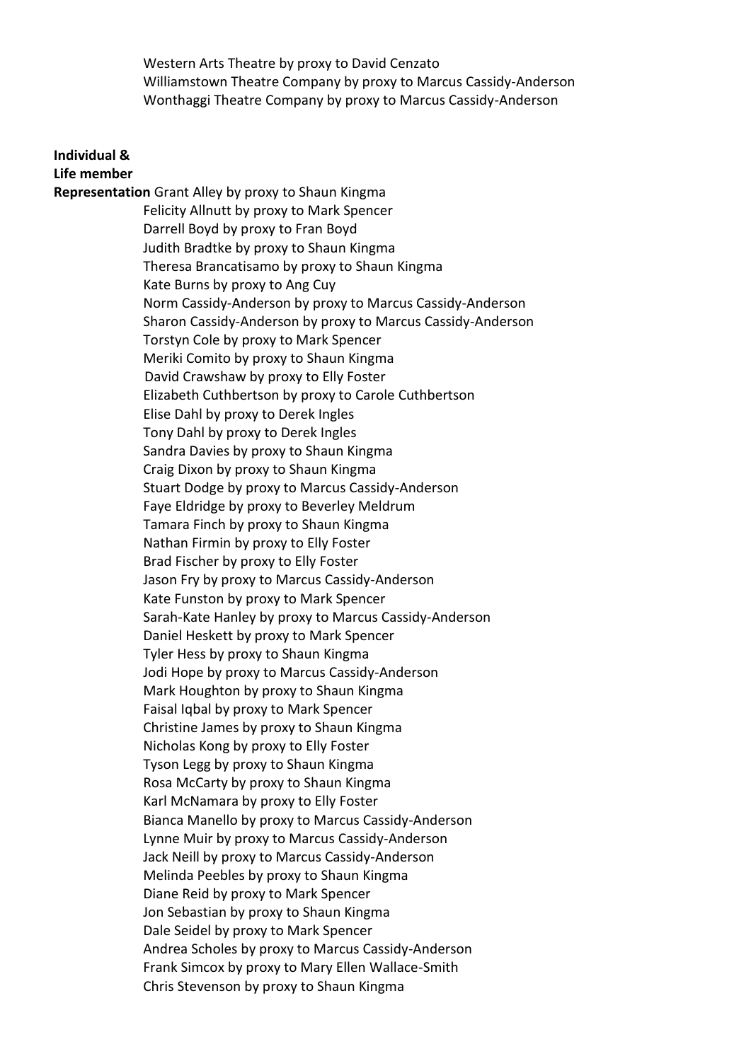Western Arts Theatre by proxy to David Cenzato
Williamstown Theatre Company by proxy to Marcus Cassidy-Anderson
Wonthaggi Theatre Company by proxy to Marcus Cassidy-Anderson

**Individual & Life member Representation**

Grant Alley by proxy to Shaun Kingma
Felicity Allnutt by proxy to Mark Spencer
Darrell Boyd by proxy to Fran Boyd
Judith Bradtke by proxy to Shaun Kingma
Theresa Brancatisamo by proxy to Shaun Kingma
Kate Burns by proxy to Ang Cuy
Norm Cassidy-Anderson by proxy to Marcus Cassidy-Anderson
Sharon Cassidy-Anderson by proxy to Marcus Cassidy-Anderson
Torstyn Cole by proxy to Mark Spencer
Meriki Comito by proxy to Shaun Kingma
David Crawshaw by proxy to Elly Foster
Elizabeth Cuthbertson by proxy to Carole Cuthbertson
Elise Dahl by proxy to Derek Ingles
Tony Dahl by proxy to Derek Ingles
Sandra Davies by proxy to Shaun Kingma
Craig Dixon by proxy to Shaun Kingma
Stuart Dodge by proxy to Marcus Cassidy-Anderson
Faye Eldridge by proxy to Beverley Meldrum
Tamara Finch by proxy to Shaun Kingma
Nathan Firmin by proxy to Elly Foster
Brad Fischer by proxy to Elly Foster
Jason Fry by proxy to Marcus Cassidy-Anderson
Kate Funston by proxy to Mark Spencer
Sarah-Kate Hanley by proxy to Marcus Cassidy-Anderson
Daniel Heskett by proxy to Mark Spencer
Tyler Hess by proxy to Shaun Kingma
Jodi Hope by proxy to Marcus Cassidy-Anderson
Mark Houghton by proxy to Shaun Kingma
Faisal Iqbal by proxy to Mark Spencer
Christine James by proxy to Shaun Kingma
Nicholas Kong by proxy to Elly Foster
Tyson Legg by proxy to Shaun Kingma
Rosa McCarty by proxy to Shaun Kingma
Karl McNamara by proxy to Elly Foster
Bianca Manello by proxy to Marcus Cassidy-Anderson
Lynne Muir by proxy to Marcus Cassidy-Anderson
Jack Neill by proxy to Marcus Cassidy-Anderson
Melinda Peebles by proxy to Shaun Kingma
Diane Reid by proxy to Mark Spencer
Jon Sebastian by proxy to Shaun Kingma
Dale Seidel by proxy to Mark Spencer
Andrea Scholes by proxy to Marcus Cassidy-Anderson
Frank Simcox by proxy to Mary Ellen Wallace-Smith
Chris Stevenson by proxy to Shaun Kingma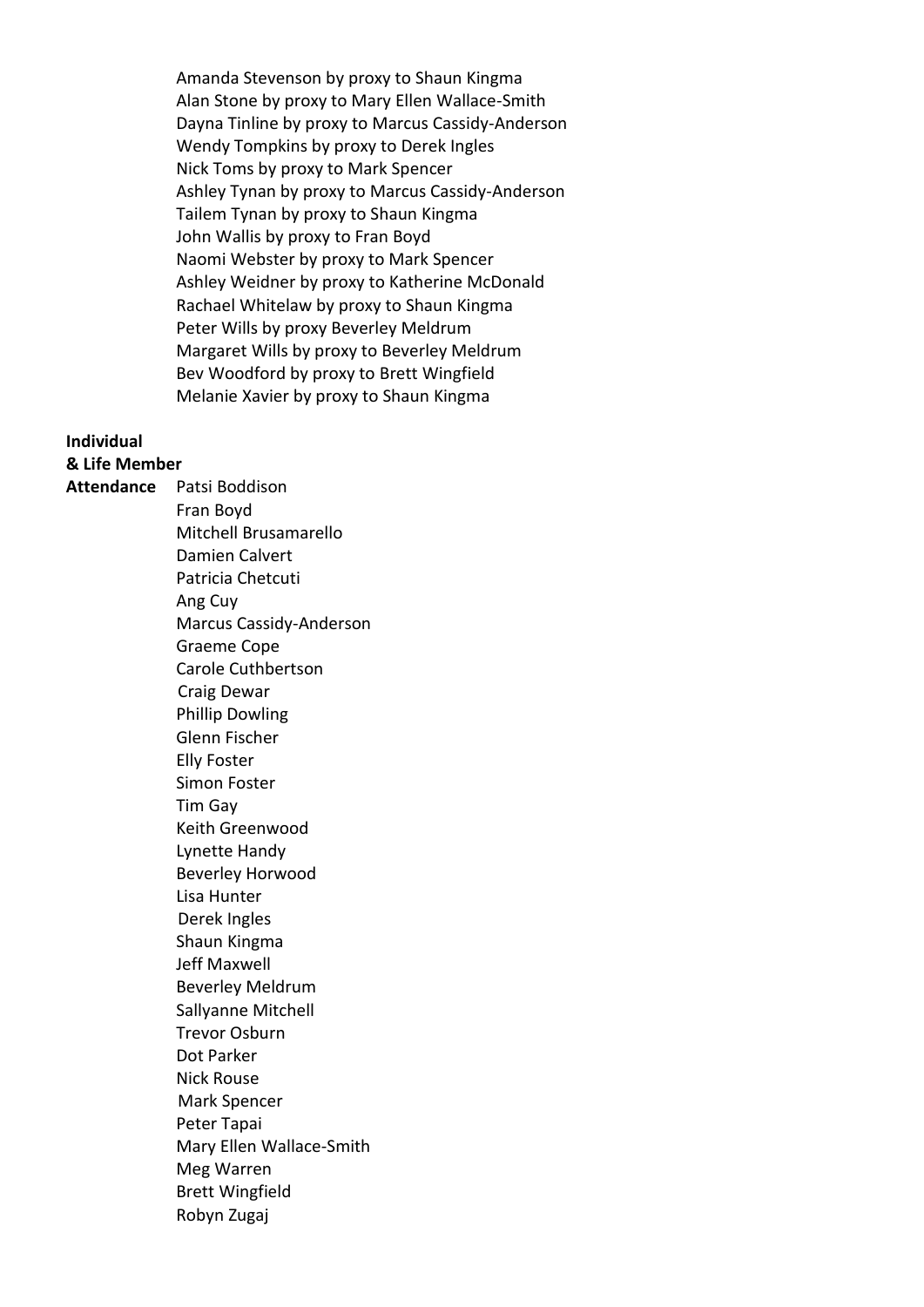Amanda Stevenson by proxy to Shaun Kingma
Alan Stone by proxy to Mary Ellen Wallace-Smith
Dayna Tinline by proxy to Marcus Cassidy-Anderson
Wendy Tompkins by proxy to Derek Ingles
Nick Toms by proxy to Mark Spencer
Ashley Tynan by proxy to Marcus Cassidy-Anderson
Tailem Tynan by proxy to Shaun Kingma
John Wallis by proxy to Fran Boyd
Naomi Webster by proxy to Mark Spencer
Ashley Weidner by proxy to Katherine McDonald
Rachael Whitelaw by proxy to Shaun Kingma
Peter Wills by proxy Beverley Meldrum
Margaret Wills by proxy to Beverley Meldrum
Bev Woodford by proxy to Brett Wingfield
Melanie Xavier by proxy to Shaun Kingma

**Individual & Life Member Attendance**

Patsi Boddison
Fran Boyd
Mitchell Brusamarello
Damien Calvert
Patricia Chetcuti
Ang Cuy
Marcus Cassidy-Anderson
Graeme Cope
Carole Cuthbertson
Craig Dewar
Phillip Dowling
Glenn Fischer
Elly Foster
Simon Foster
Tim Gay
Keith Greenwood
Lynette Handy
Beverley Horwood
Lisa Hunter
Derek Ingles
Shaun Kingma
Jeff Maxwell
Beverley Meldrum
Sallyanne Mitchell
Trevor Osburn
Dot Parker
Nick Rouse
Mark Spencer
Peter Tapai
Mary Ellen Wallace-Smith
Meg Warren
Brett Wingfield
Robyn Zugaj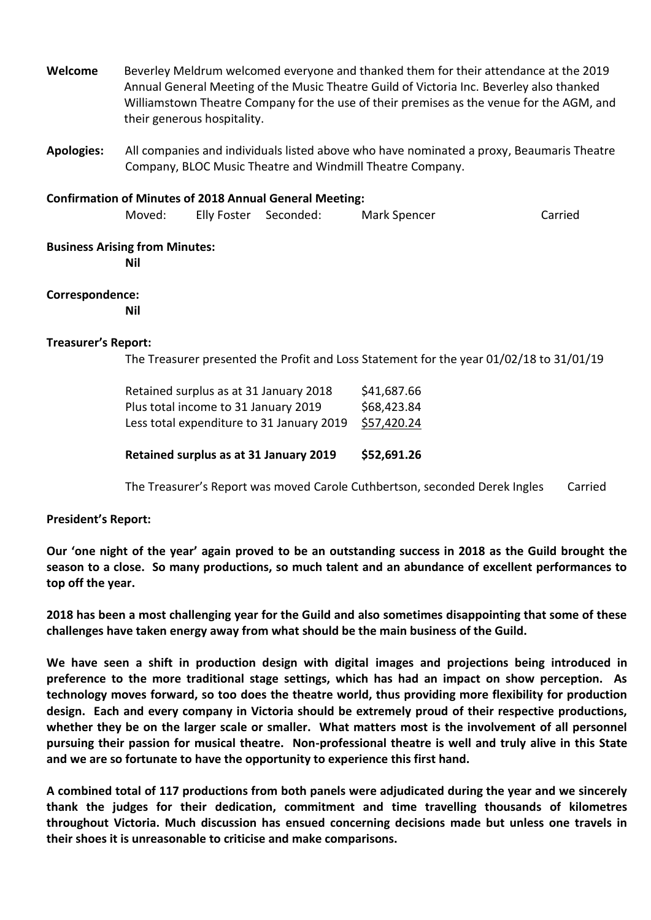**Welcome** Beverley Meldrum welcomed everyone and thanked them for their attendance at the 2019 Annual General Meeting of the Music Theatre Guild of Victoria Inc. Beverley also thanked Williamstown Theatre Company for the use of their premises as the venue for the AGM, and their generous hospitality.

**Apologies:** All companies and individuals listed above who have nominated a proxy, Beaumaris Theatre Company, BLOC Music Theatre and Windmill Theatre Company.

**Confirmation of Minutes of 2018 Annual General Meeting:**

Moved: Elly Foster Seconded: Mark Spencer Carried

**Business Arising from Minutes:**

**Nil**

**Correspondence:**

**Nil**

**Treasurer's Report:**

The Treasurer presented the Profit and Loss Statement for the year 01/02/18 to 31/01/19

| | |
|---|---|
| Retained surplus as at 31 January 2018 | \$41,687.66 |
| Plus total income to 31 January 2019 | \$68,423.84 |
| Less total expenditure to 31 January 2019 | \$57,420.24 |
| **Retained surplus as at 31 January 2019** | **\$52,691.26** |

The Treasurer's Report was moved Carole Cuthbertson, seconded Derek Ingles Carried

**President's Report:**

**Our 'one night of the year' again proved to be an outstanding success in 2018 as the Guild brought the season to a close. So many productions, so much talent and an abundance of excellent performances to top off the year.**

**2018 has been a most challenging year for the Guild and also sometimes disappointing that some of these challenges have taken energy away from what should be the main business of the Guild.**

**We have seen a shift in production design with digital images and projections being introduced in preference to the more traditional stage settings, which has had an impact on show perception. As technology moves forward, so too does the theatre world, thus providing more flexibility for production design. Each and every company in Victoria should be extremely proud of their respective productions, whether they be on the larger scale or smaller. What matters most is the involvement of all personnel pursuing their passion for musical theatre. Non-professional theatre is well and truly alive in this State and we are so fortunate to have the opportunity to experience this first hand.**

**A combined total of 117 productions from both panels were adjudicated during the year and we sincerely thank the judges for their dedication, commitment and time travelling thousands of kilometres throughout Victoria. Much discussion has ensued concerning decisions made but unless one travels in their shoes it is unreasonable to criticise and make comparisons.**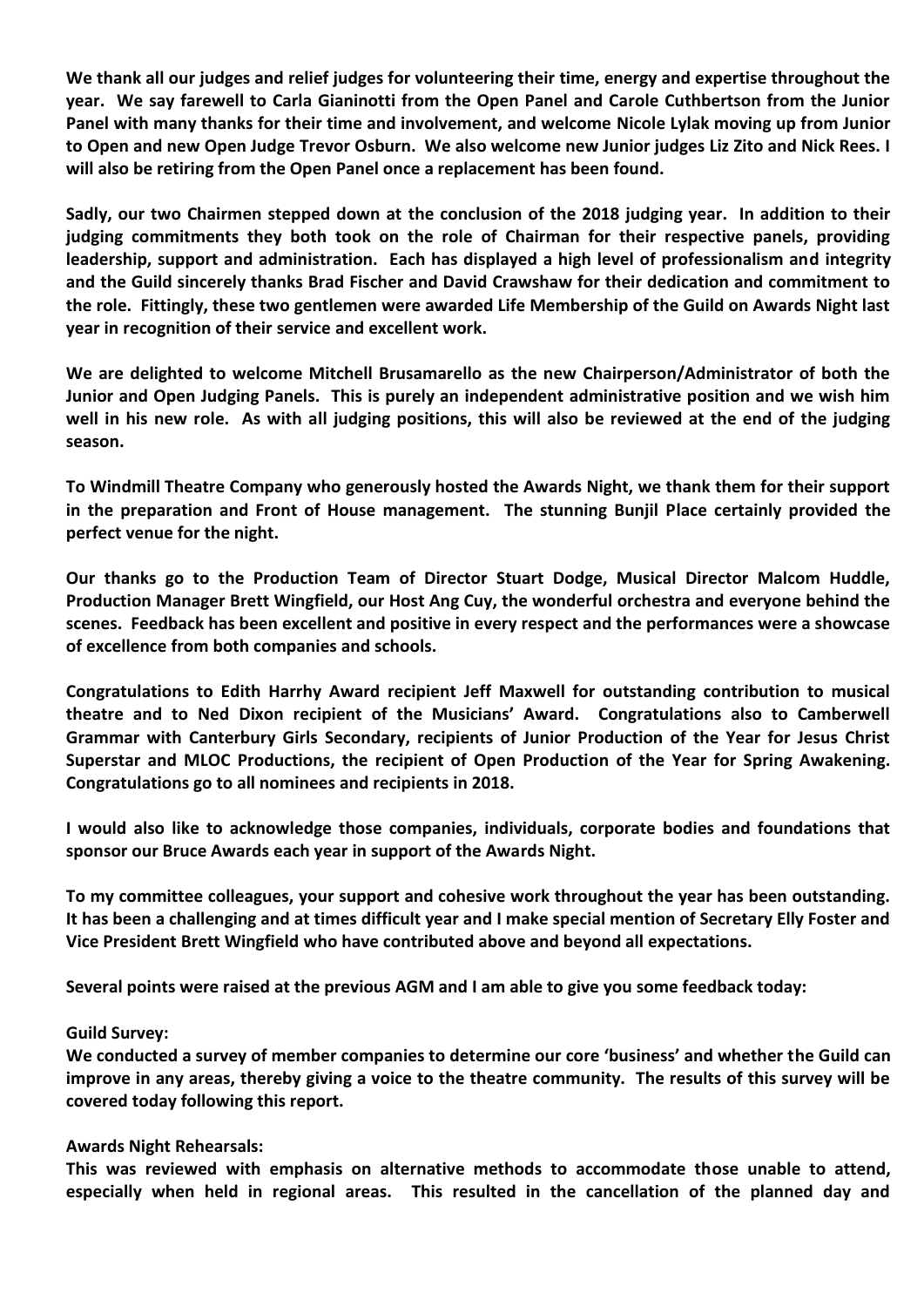**We thank all our judges and relief judges for volunteering their time, energy and expertise throughout the year. We say farewell to Carla Gianinotti from the Open Panel and Carole Cuthbertson from the Junior Panel with many thanks for their time and involvement, and welcome Nicole Lylak moving up from Junior to Open and new Open Judge Trevor Osburn. We also welcome new Junior judges Liz Zito and Nick Rees. I will also be retiring from the Open Panel once a replacement has been found.**

**Sadly, our two Chairmen stepped down at the conclusion of the 2018 judging year. In addition to their judging commitments they both took on the role of Chairman for their respective panels, providing leadership, support and administration. Each has displayed a high level of professionalism and integrity and the Guild sincerely thanks Brad Fischer and David Crawshaw for their dedication and commitment to the role. Fittingly, these two gentlemen were awarded Life Membership of the Guild on Awards Night last year in recognition of their service and excellent work.**

**We are delighted to welcome Mitchell Brusamarello as the new Chairperson/Administrator of both the Junior and Open Judging Panels. This is purely an independent administrative position and we wish him well in his new role. As with all judging positions, this will also be reviewed at the end of the judging season.**

**To Windmill Theatre Company who generously hosted the Awards Night, we thank them for their support in the preparation and Front of House management. The stunning Bunjil Place certainly provided the perfect venue for the night.**

**Our thanks go to the Production Team of Director Stuart Dodge, Musical Director Malcom Huddle, Production Manager Brett Wingfield, our Host Ang Cuy, the wonderful orchestra and everyone behind the scenes. Feedback has been excellent and positive in every respect and the performances were a showcase of excellence from both companies and schools.**

**Congratulations to Edith Harrhy Award recipient Jeff Maxwell for outstanding contribution to musical theatre and to Ned Dixon recipient of the Musicians' Award. Congratulations also to Camberwell Grammar with Canterbury Girls Secondary, recipients of Junior Production of the Year for Jesus Christ Superstar and MLOC Productions, the recipient of Open Production of the Year for Spring Awakening. Congratulations go to all nominees and recipients in 2018.**

**I would also like to acknowledge those companies, individuals, corporate bodies and foundations that sponsor our Bruce Awards each year in support of the Awards Night.**

**To my committee colleagues, your support and cohesive work throughout the year has been outstanding. It has been a challenging and at times difficult year and I make special mention of Secretary Elly Foster and Vice President Brett Wingfield who have contributed above and beyond all expectations.**

**Several points were raised at the previous AGM and I am able to give you some feedback today:**

**Guild Survey:**

**We conducted a survey of member companies to determine our core 'business' and whether the Guild can improve in any areas, thereby giving a voice to the theatre community. The results of this survey will be covered today following this report.**

**Awards Night Rehearsals:**

**This was reviewed with emphasis on alternative methods to accommodate those unable to attend, especially when held in regional areas. This resulted in the cancellation of the planned day and**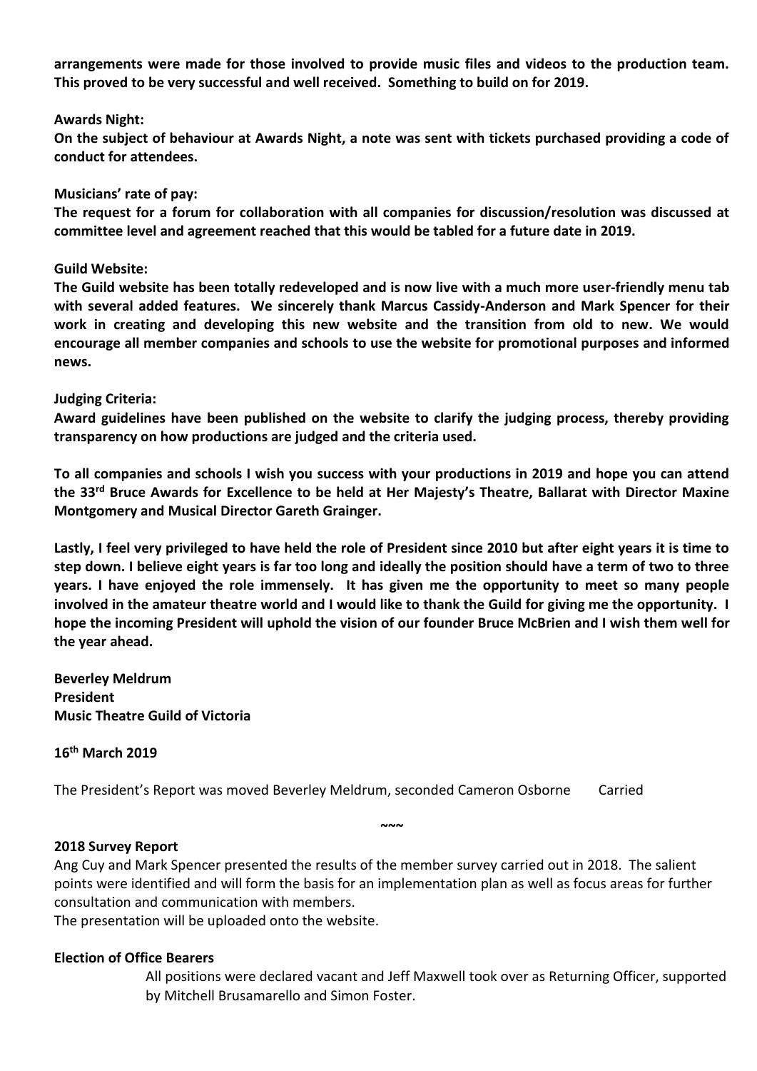**arrangements were made for those involved to provide music files and videos to the production team. This proved to be very successful and well received. Something to build on for 2019.**

**Awards Night:**

**On the subject of behaviour at Awards Night, a note was sent with tickets purchased providing a code of conduct for attendees.**

**Musicians' rate of pay:**

**The request for a forum for collaboration with all companies for discussion/resolution was discussed at committee level and agreement reached that this would be tabled for a future date in 2019.**

**Guild Website:**

**The Guild website has been totally redeveloped and is now live with a much more user-friendly menu tab with several added features. We sincerely thank Marcus Cassidy-Anderson and Mark Spencer for their work in creating and developing this new website and the transition from old to new. We would encourage all member companies and schools to use the website for promotional purposes and informed news.**

**Judging Criteria:**

**Award guidelines have been published on the website to clarify the judging process, thereby providing transparency on how productions are judged and the criteria used.**

**To all companies and schools I wish you success with your productions in 2019 and hope you can attend the 33rd Bruce Awards for Excellence to be held at Her Majesty's Theatre, Ballarat with Director Maxine Montgomery and Musical Director Gareth Grainger.**

**Lastly, I feel very privileged to have held the role of President since 2010 but after eight years it is time to step down. I believe eight years is far too long and ideally the position should have a term of two to three years. I have enjoyed the role immensely. It has given me the opportunity to meet so many people involved in the amateur theatre world and I would like to thank the Guild for giving me the opportunity. I hope the incoming President will uphold the vision of our founder Bruce McBrien and I wish them well for the year ahead.**

**Beverley Meldrum**
**President**
**Music Theatre Guild of Victoria**

**16th March 2019**

The President's Report was moved Beverley Meldrum, seconded Cameron Osborne Carried

~~~

**2018 Survey Report**

Ang Cuy and Mark Spencer presented the results of the member survey carried out in 2018. The salient points were identified and will form the basis for an implementation plan as well as focus areas for further consultation and communication with members.

The presentation will be uploaded onto the website.

**Election of Office Bearers**

All positions were declared vacant and Jeff Maxwell took over as Returning Officer, supported by Mitchell Brusamarello and Simon Foster.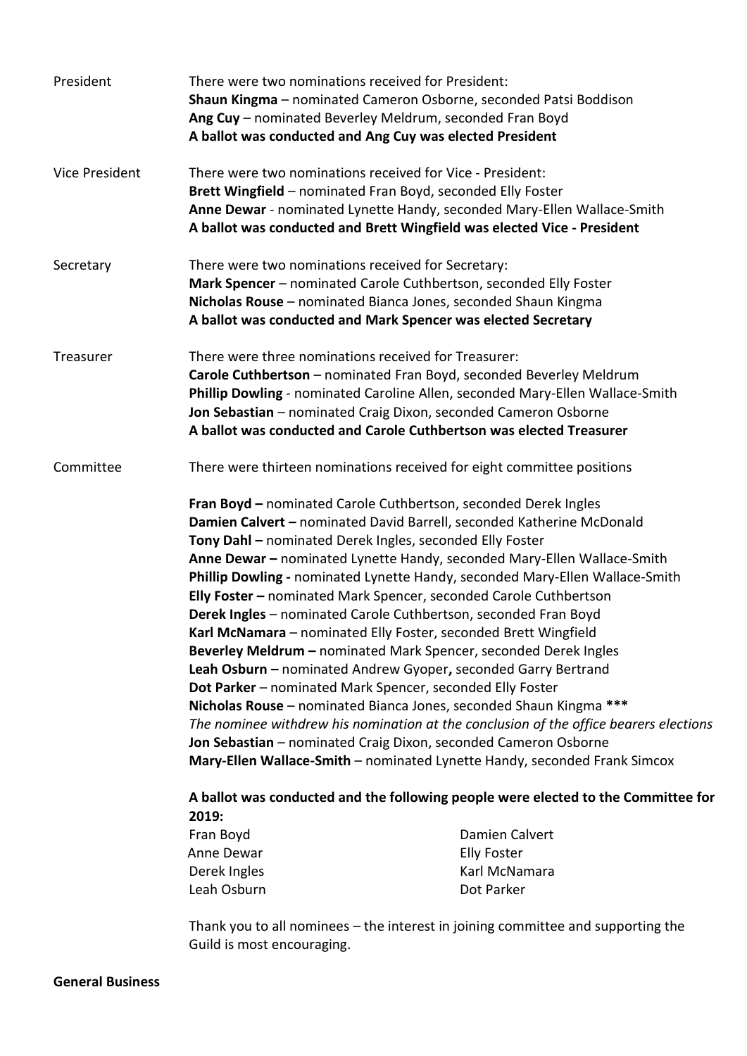President

There were two nominations received for President:
**Shaun Kingma** – nominated Cameron Osborne, seconded Patsi Boddison
**Ang Cuy** – nominated Beverley Meldrum, seconded Fran Boyd
**A ballot was conducted and Ang Cuy was elected President**

Vice President

There were two nominations received for Vice - President:
**Brett Wingfield** – nominated Fran Boyd, seconded Elly Foster
**Anne Dewar** - nominated Lynette Handy, seconded Mary-Ellen Wallace-Smith
**A ballot was conducted and Brett Wingfield was elected Vice - President**

Secretary

There were two nominations received for Secretary:
**Mark Spencer** – nominated Carole Cuthbertson, seconded Elly Foster
**Nicholas Rouse** – nominated Bianca Jones, seconded Shaun Kingma
**A ballot was conducted and Mark Spencer was elected Secretary**

Treasurer

There were three nominations received for Treasurer:
**Carole Cuthbertson** – nominated Fran Boyd, seconded Beverley Meldrum
**Phillip Dowling** - nominated Caroline Allen, seconded Mary-Ellen Wallace-Smith
**Jon Sebastian** – nominated Craig Dixon, seconded Cameron Osborne
**A ballot was conducted and Carole Cuthbertson was elected Treasurer**

Committee

There were thirteen nominations received for eight committee positions

**Fran Boyd –** nominated Carole Cuthbertson, seconded Derek Ingles
**Damien Calvert –** nominated David Barrell, seconded Katherine McDonald
**Tony Dahl –** nominated Derek Ingles, seconded Elly Foster
**Anne Dewar –** nominated Lynette Handy, seconded Mary-Ellen Wallace-Smith
**Phillip Dowling -** nominated Lynette Handy, seconded Mary-Ellen Wallace-Smith
**Elly Foster –** nominated Mark Spencer, seconded Carole Cuthbertson
**Derek Ingles** – nominated Carole Cuthbertson, seconded Fran Boyd
**Karl McNamara** – nominated Elly Foster, seconded Brett Wingfield
**Beverley Meldrum –** nominated Mark Spencer, seconded Derek Ingles
**Leah Osburn –** nominated Andrew Gyoper**,** seconded Garry Bertrand
**Dot Parker** – nominated Mark Spencer, seconded Elly Foster
**Nicholas Rouse** – nominated Bianca Jones, seconded Shaun Kingma **\*\*\***
*The nominee withdrew his nomination at the conclusion of the office bearers elections*
**Jon Sebastian** – nominated Craig Dixon, seconded Cameron Osborne
**Mary-Ellen Wallace-Smith** – nominated Lynette Handy, seconded Frank Simcox

**A ballot was conducted and the following people were elected to the Committee for 2019:**

| | |
|---|---|
| Fran Boyd | Damien Calvert |
| Anne Dewar | Elly Foster |
| Derek Ingles | Karl McNamara |
| Leah Osburn | Dot Parker |

Thank you to all nominees – the interest in joining committee and supporting the Guild is most encouraging.

**General Business**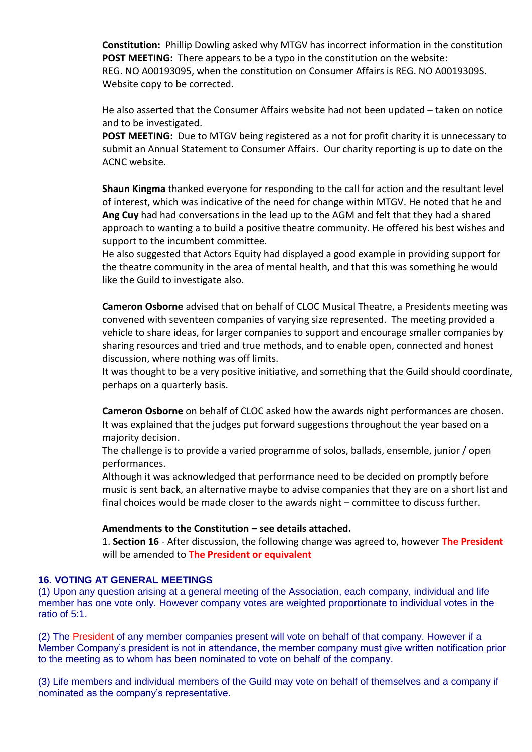**Constitution:** Phillip Dowling asked why MTGV has incorrect information in the constitution
**POST MEETING:** There appears to be a typo in the constitution on the website:
REG. NO A00193095, when the constitution on Consumer Affairs is REG. NO A0019309S.
Website copy to be corrected.

He also asserted that the Consumer Affairs website had not been updated – taken on notice and to be investigated.
**POST MEETING:** Due to MTGV being registered as a not for profit charity it is unnecessary to submit an Annual Statement to Consumer Affairs. Our charity reporting is up to date on the ACNC website.

**Shaun Kingma** thanked everyone for responding to the call for action and the resultant level of interest, which was indicative of the need for change within MTGV. He noted that he and **Ang Cuy** had had conversations in the lead up to the AGM and felt that they had a shared approach to wanting a to build a positive theatre community. He offered his best wishes and support to the incumbent committee.
He also suggested that Actors Equity had displayed a good example in providing support for the theatre community in the area of mental health, and that this was something he would like the Guild to investigate also.

**Cameron Osborne** advised that on behalf of CLOC Musical Theatre, a Presidents meeting was convened with seventeen companies of varying size represented. The meeting provided a vehicle to share ideas, for larger companies to support and encourage smaller companies by sharing resources and tried and true methods, and to enable open, connected and honest discussion, where nothing was off limits.
It was thought to be a very positive initiative, and something that the Guild should coordinate, perhaps on a quarterly basis.

**Cameron Osborne** on behalf of CLOC asked how the awards night performances are chosen.
It was explained that the judges put forward suggestions throughout the year based on a majority decision.
The challenge is to provide a varied programme of solos, ballads, ensemble, junior / open performances.
Although it was acknowledged that performance need to be decided on promptly before music is sent back, an alternative maybe to advise companies that they are on a short list and final choices would be made closer to the awards night – committee to discuss further.

**Amendments to the Constitution – see details attached.**
1. **Section 16** - After discussion, the following change was agreed to, however **The President** will be amended to **The President or equivalent**

### 16. VOTING AT GENERAL MEETINGS

(1) Upon any question arising at a general meeting of the Association, each company, individual and life member has one vote only. However company votes are weighted proportionate to individual votes in the ratio of 5:1.

(2) The President of any member companies present will vote on behalf of that company. However if a Member Company's president is not in attendance, the member company must give written notification prior to the meeting as to whom has been nominated to vote on behalf of the company.

(3) Life members and individual members of the Guild may vote on behalf of themselves and a company if nominated as the company's representative.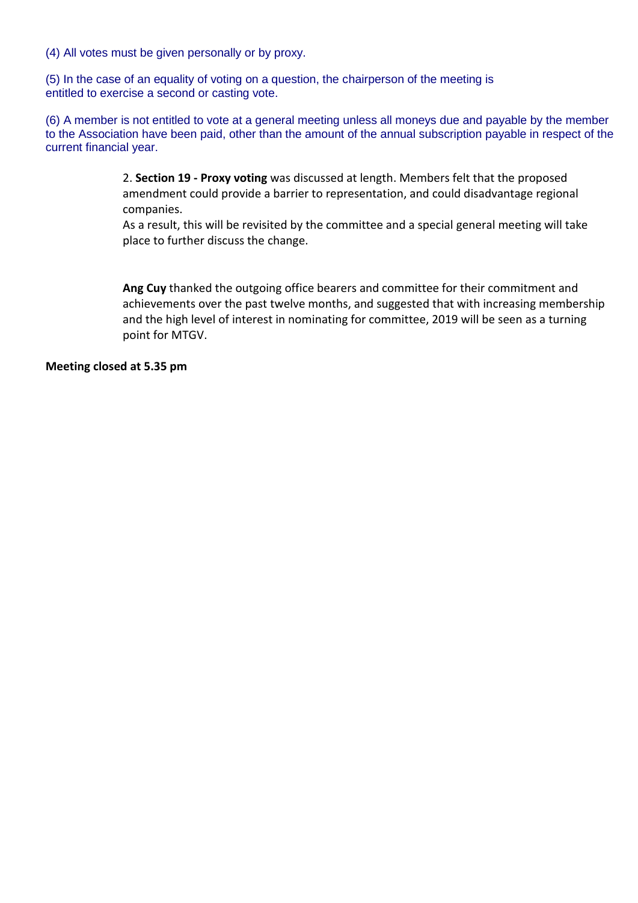(4) All votes must be given personally or by proxy.

(5) In the case of an equality of voting on a question, the chairperson of the meeting is entitled to exercise a second or casting vote.

(6) A member is not entitled to vote at a general meeting unless all moneys due and payable by the member to the Association have been paid, other than the amount of the annual subscription payable in respect of the current financial year.

2. **Section 19 - Proxy voting** was discussed at length. Members felt that the proposed amendment could provide a barrier to representation, and could disadvantage regional companies.
As a result, this will be revisited by the committee and a special general meeting will take place to further discuss the change.

**Ang Cuy** thanked the outgoing office bearers and committee for their commitment and achievements over the past twelve months, and suggested that with increasing membership and the high level of interest in nominating for committee, 2019 will be seen as a turning point for MTGV.

**Meeting closed at 5.35 pm**